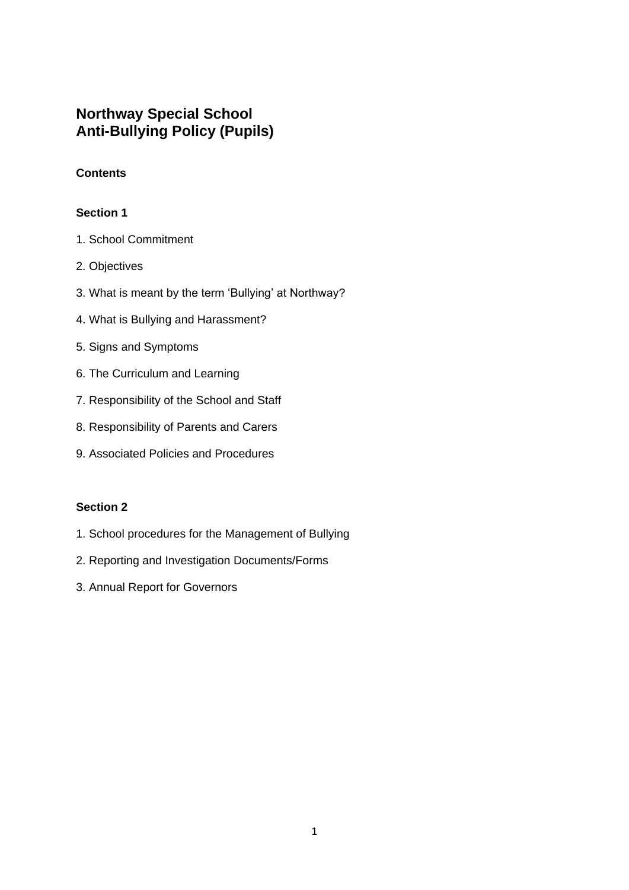# Northway Special School
# Anti-Bullying Policy (Pupils)

**Contents**

**Section 1**

1. School Commitment
2. Objectives
3. What is meant by the term ‘Bullying’ at Northway?
4. What is Bullying and Harassment?
5. Signs and Symptoms
6. The Curriculum and Learning
7. Responsibility of the School and Staff
8. Responsibility of Parents and Carers
9. Associated Policies and Procedures

**Section 2**

1. School procedures for the Management of Bullying
2. Reporting and Investigation Documents/Forms
3. Annual Report for Governors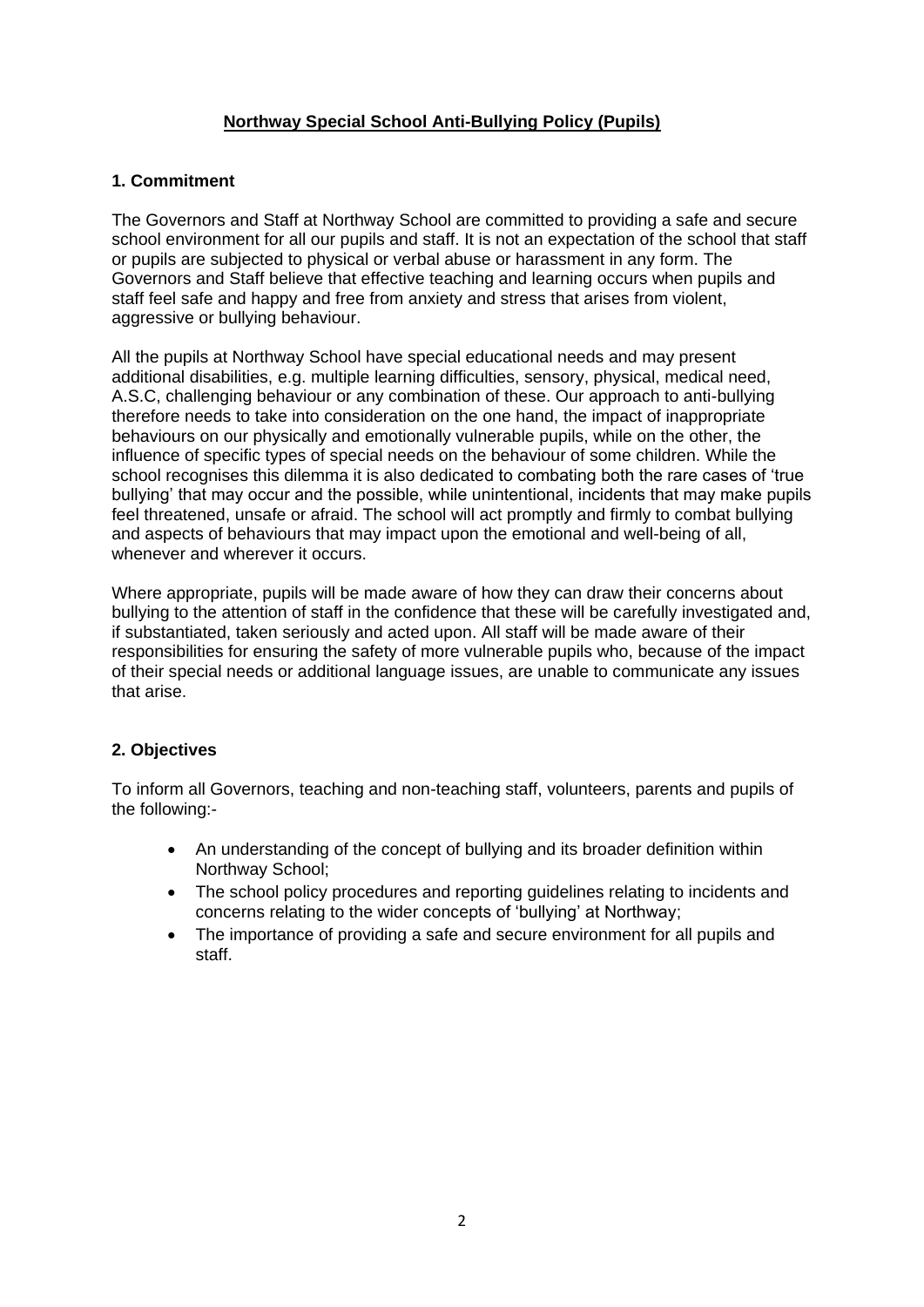# Northway Special School Anti-Bullying Policy (Pupils)

## 1. Commitment

The Governors and Staff at Northway School are committed to providing a safe and secure school environment for all our pupils and staff. It is not an expectation of the school that staff or pupils are subjected to physical or verbal abuse or harassment in any form. The Governors and Staff believe that effective teaching and learning occurs when pupils and staff feel safe and happy and free from anxiety and stress that arises from violent, aggressive or bullying behaviour.

All the pupils at Northway School have special educational needs and may present additional disabilities, e.g. multiple learning difficulties, sensory, physical, medical need, A.S.C, challenging behaviour or any combination of these. Our approach to anti-bullying therefore needs to take into consideration on the one hand, the impact of inappropriate behaviours on our physically and emotionally vulnerable pupils, while on the other, the influence of specific types of special needs on the behaviour of some children. While the school recognises this dilemma it is also dedicated to combating both the rare cases of 'true bullying' that may occur and the possible, while unintentional, incidents that may make pupils feel threatened, unsafe or afraid. The school will act promptly and firmly to combat bullying and aspects of behaviours that may impact upon the emotional and well-being of all, whenever and wherever it occurs.

Where appropriate, pupils will be made aware of how they can draw their concerns about bullying to the attention of staff in the confidence that these will be carefully investigated and, if substantiated, taken seriously and acted upon. All staff will be made aware of their responsibilities for ensuring the safety of more vulnerable pupils who, because of the impact of their special needs or additional language issues, are unable to communicate any issues that arise.

## 2. Objectives

To inform all Governors, teaching and non-teaching staff, volunteers, parents and pupils of the following:-

- An understanding of the concept of bullying and its broader definition within Northway School;
- The school policy procedures and reporting guidelines relating to incidents and concerns relating to the wider concepts of 'bullying' at Northway;
- The importance of providing a safe and secure environment for all pupils and staff.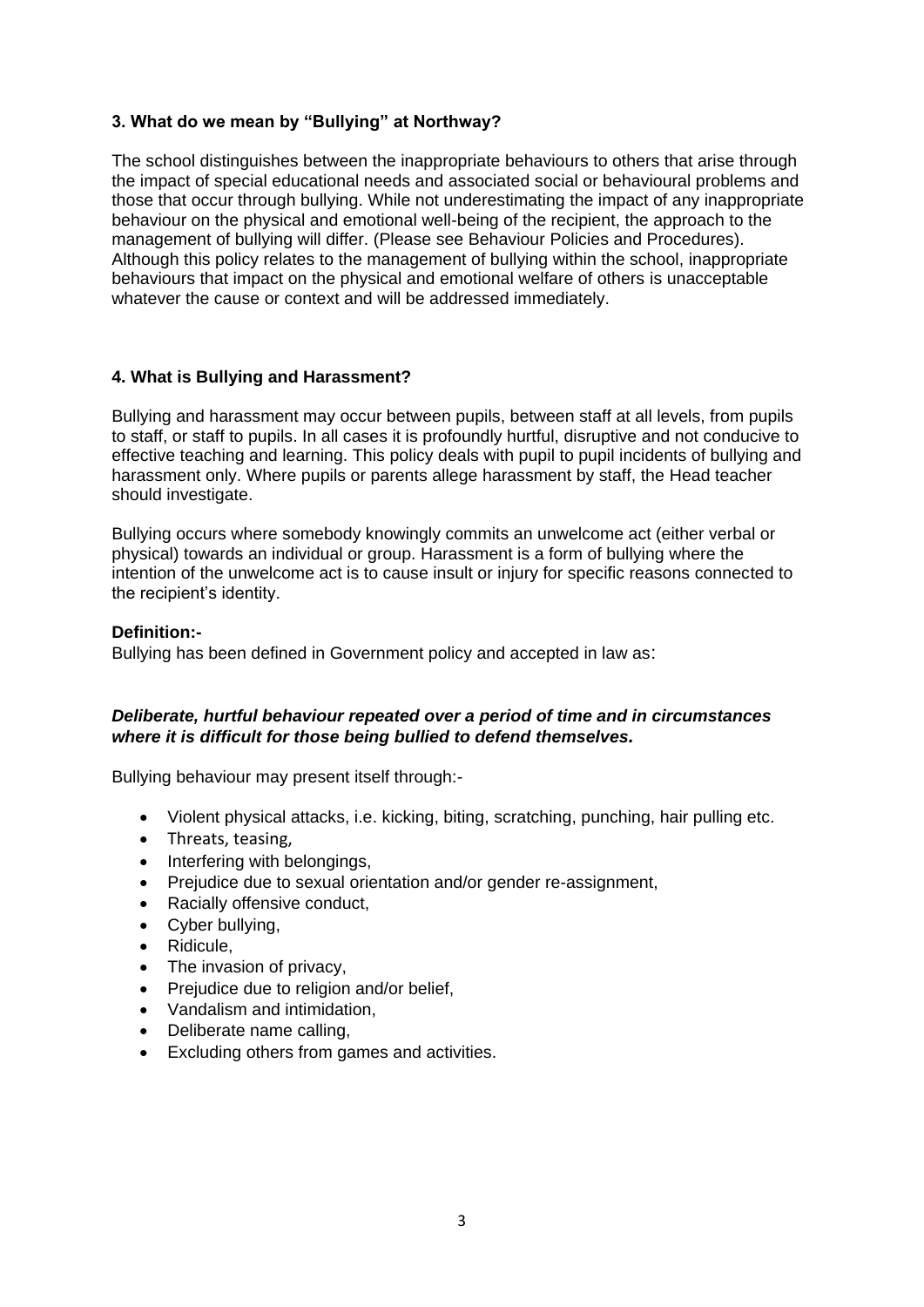## 3. What do we mean by "Bullying" at Northway?

The school distinguishes between the inappropriate behaviours to others that arise through the impact of special educational needs and associated social or behavioural problems and those that occur through bullying. While not underestimating the impact of any inappropriate behaviour on the physical and emotional well-being of the recipient, the approach to the management of bullying will differ. (Please see Behaviour Policies and Procedures). Although this policy relates to the management of bullying within the school, inappropriate behaviours that impact on the physical and emotional welfare of others is unacceptable whatever the cause or context and will be addressed immediately.

## 4. What is Bullying and Harassment?

Bullying and harassment may occur between pupils, between staff at all levels, from pupils to staff, or staff to pupils. In all cases it is profoundly hurtful, disruptive and not conducive to effective teaching and learning. This policy deals with pupil to pupil incidents of bullying and harassment only. Where pupils or parents allege harassment by staff, the Head teacher should investigate.

Bullying occurs where somebody knowingly commits an unwelcome act (either verbal or physical) towards an individual or group. Harassment is a form of bullying where the intention of the unwelcome act is to cause insult or injury for specific reasons connected to the recipient's identity.

**Definition:-**

Bullying has been defined in Government policy and accepted in law as:

***Deliberate, hurtful behaviour repeated over a period of time and in circumstances where it is difficult for those being bullied to defend themselves.***

Bullying behaviour may present itself through:-

- Violent physical attacks, i.e. kicking, biting, scratching, punching, hair pulling etc.
- Threats, teasing,
- Interfering with belongings,
- Prejudice due to sexual orientation and/or gender re-assignment,
- Racially offensive conduct,
- Cyber bullying,
- Ridicule,
- The invasion of privacy,
- Prejudice due to religion and/or belief,
- Vandalism and intimidation,
- Deliberate name calling,
- Excluding others from games and activities.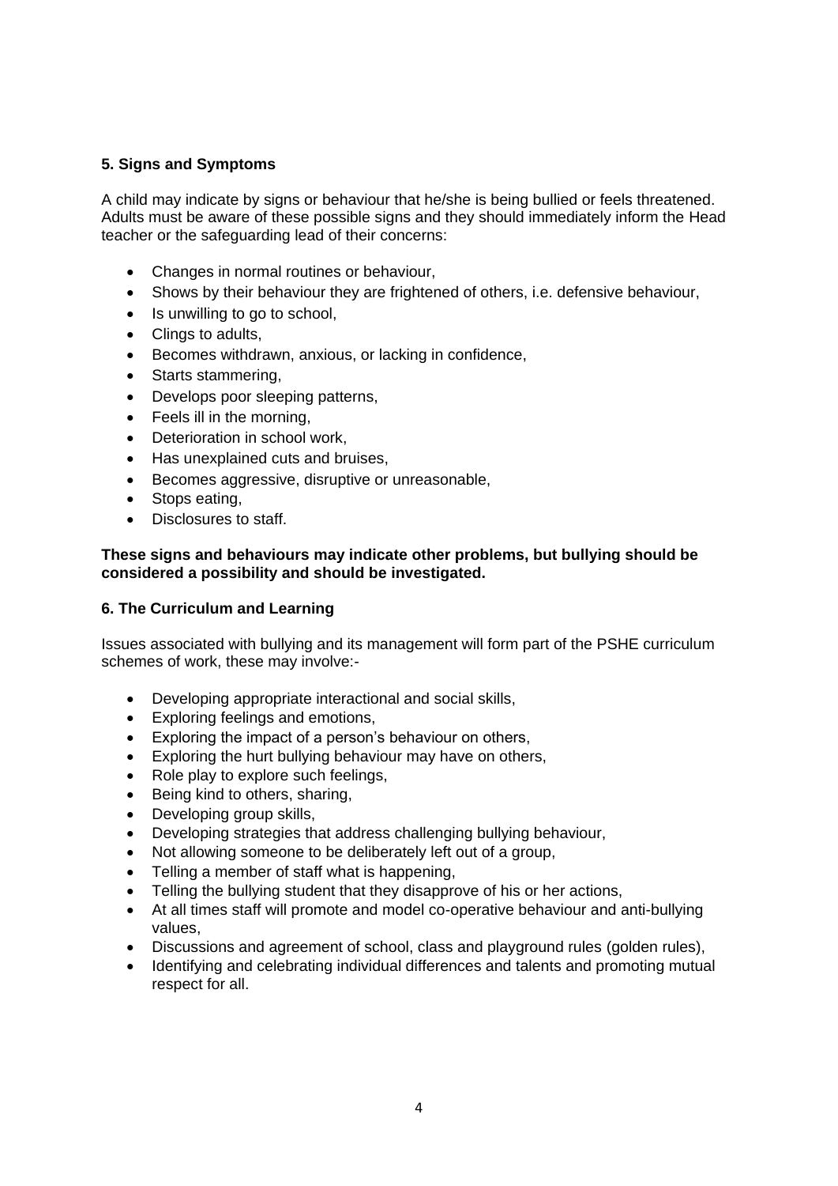## 5. Signs and Symptoms

A child may indicate by signs or behaviour that he/she is being bullied or feels threatened. Adults must be aware of these possible signs and they should immediately inform the Head teacher or the safeguarding lead of their concerns:

- Changes in normal routines or behaviour,
- Shows by their behaviour they are frightened of others, i.e. defensive behaviour,
- Is unwilling to go to school,
- Clings to adults,
- Becomes withdrawn, anxious, or lacking in confidence,
- Starts stammering,
- Develops poor sleeping patterns,
- Feels ill in the morning,
- Deterioration in school work,
- Has unexplained cuts and bruises,
- Becomes aggressive, disruptive or unreasonable,
- Stops eating,
- Disclosures to staff.

**These signs and behaviours may indicate other problems, but bullying should be considered a possibility and should be investigated.**

## 6. The Curriculum and Learning

Issues associated with bullying and its management will form part of the PSHE curriculum schemes of work, these may involve:-

- Developing appropriate interactional and social skills,
- Exploring feelings and emotions,
- Exploring the impact of a person's behaviour on others,
- Exploring the hurt bullying behaviour may have on others,
- Role play to explore such feelings,
- Being kind to others, sharing,
- Developing group skills,
- Developing strategies that address challenging bullying behaviour,
- Not allowing someone to be deliberately left out of a group,
- Telling a member of staff what is happening,
- Telling the bullying student that they disapprove of his or her actions,
- At all times staff will promote and model co-operative behaviour and anti-bullying values,
- Discussions and agreement of school, class and playground rules (golden rules),
- Identifying and celebrating individual differences and talents and promoting mutual respect for all.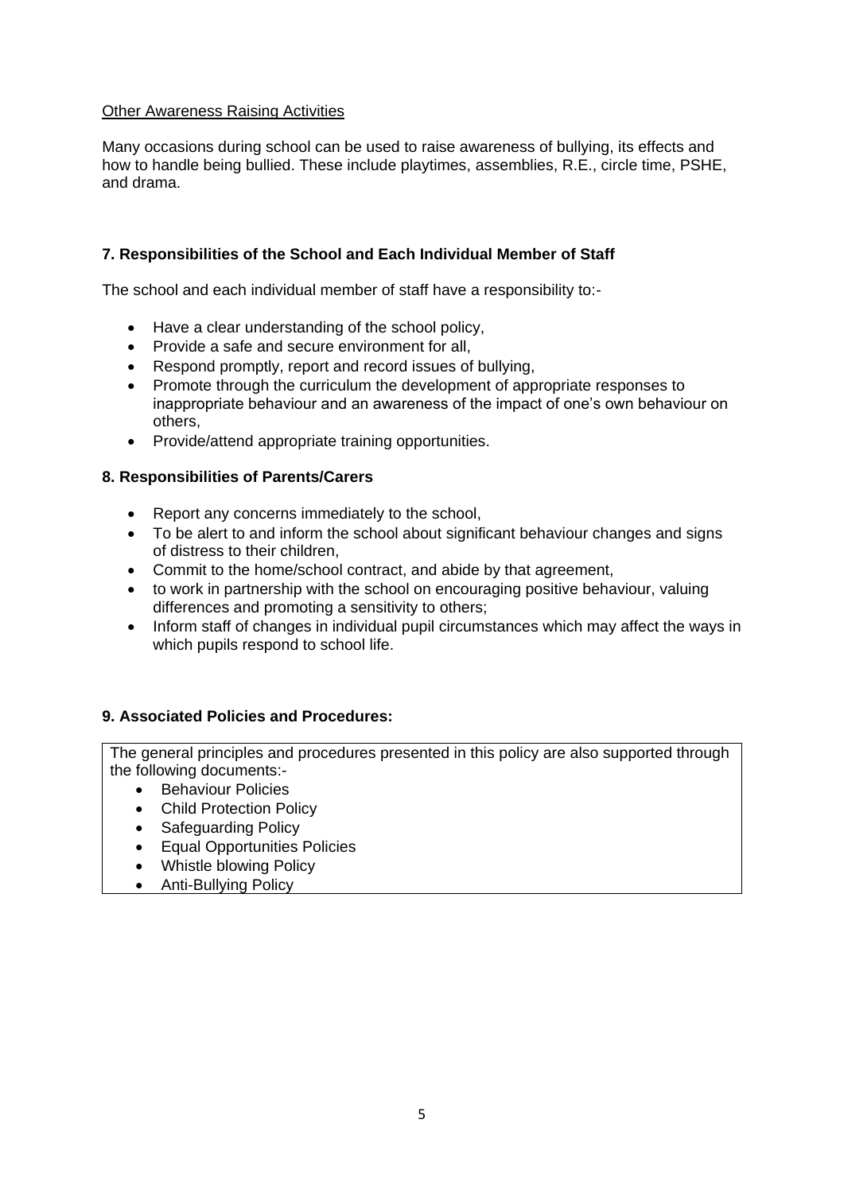Other Awareness Raising Activities

Many occasions during school can be used to raise awareness of bullying, its effects and how to handle being bullied. These include playtimes, assemblies, R.E., circle time, PSHE, and drama.

## 7. Responsibilities of the School and Each Individual Member of Staff

The school and each individual member of staff have a responsibility to:-

- Have a clear understanding of the school policy,
- Provide a safe and secure environment for all,
- Respond promptly, report and record issues of bullying,
- Promote through the curriculum the development of appropriate responses to inappropriate behaviour and an awareness of the impact of one's own behaviour on others,
- Provide/attend appropriate training opportunities.

## 8. Responsibilities of Parents/Carers

- Report any concerns immediately to the school,
- To be alert to and inform the school about significant behaviour changes and signs of distress to their children,
- Commit to the home/school contract, and abide by that agreement,
- to work in partnership with the school on encouraging positive behaviour, valuing differences and promoting a sensitivity to others;
- Inform staff of changes in individual pupil circumstances which may affect the ways in which pupils respond to school life.

## 9. Associated Policies and Procedures:

The general principles and procedures presented in this policy are also supported through the following documents:-

- Behaviour Policies
- Child Protection Policy
- Safeguarding Policy
- Equal Opportunities Policies
- Whistle blowing Policy
- Anti-Bullying Policy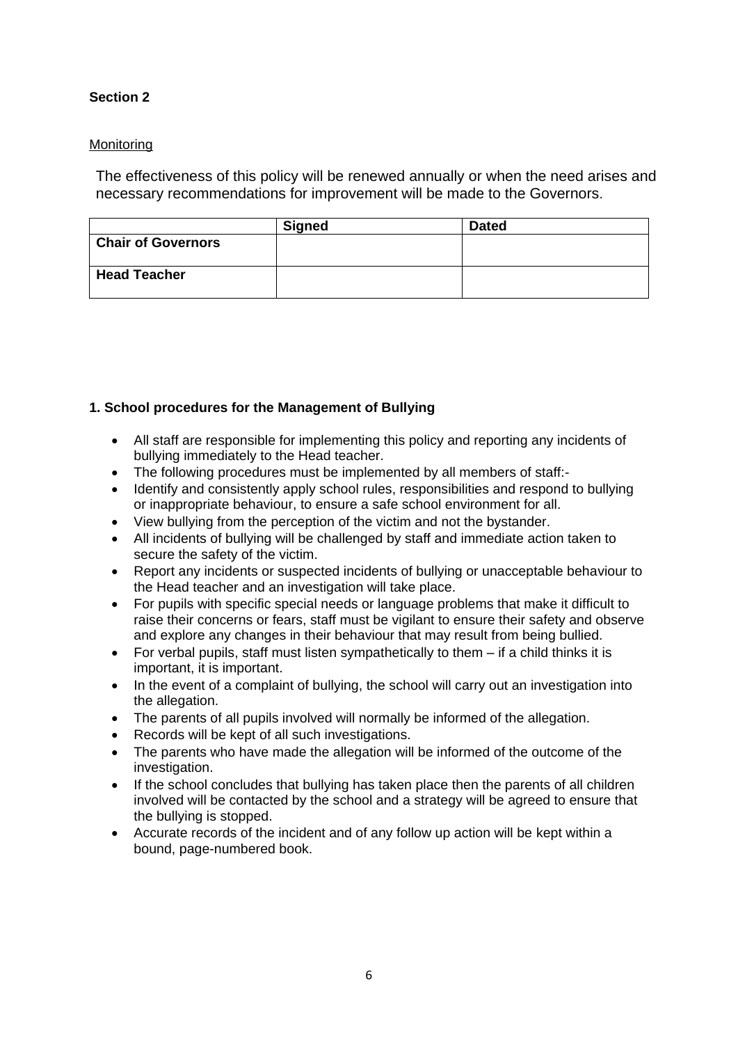**Section 2**

Monitoring

The effectiveness of this policy will be renewed annually or when the need arises and necessary recommendations for improvement will be made to the Governors.

| | Signed | Dated |
|---|---|---|
| **Chair of Governors** | | |
| **Head Teacher** | | |

**1. School procedures for the Management of Bullying**

- All staff are responsible for implementing this policy and reporting any incidents of bullying immediately to the Head teacher.
- The following procedures must be implemented by all members of staff:-
- Identify and consistently apply school rules, responsibilities and respond to bullying or inappropriate behaviour, to ensure a safe school environment for all.
- View bullying from the perception of the victim and not the bystander.
- All incidents of bullying will be challenged by staff and immediate action taken to secure the safety of the victim.
- Report any incidents or suspected incidents of bullying or unacceptable behaviour to the Head teacher and an investigation will take place.
- For pupils with specific special needs or language problems that make it difficult to raise their concerns or fears, staff must be vigilant to ensure their safety and observe and explore any changes in their behaviour that may result from being bullied.
- For verbal pupils, staff must listen sympathetically to them – if a child thinks it is important, it is important.
- In the event of a complaint of bullying, the school will carry out an investigation into the allegation.
- The parents of all pupils involved will normally be informed of the allegation.
- Records will be kept of all such investigations.
- The parents who have made the allegation will be informed of the outcome of the investigation.
- If the school concludes that bullying has taken place then the parents of all children involved will be contacted by the school and a strategy will be agreed to ensure that the bullying is stopped.
- Accurate records of the incident and of any follow up action will be kept within a bound, page-numbered book.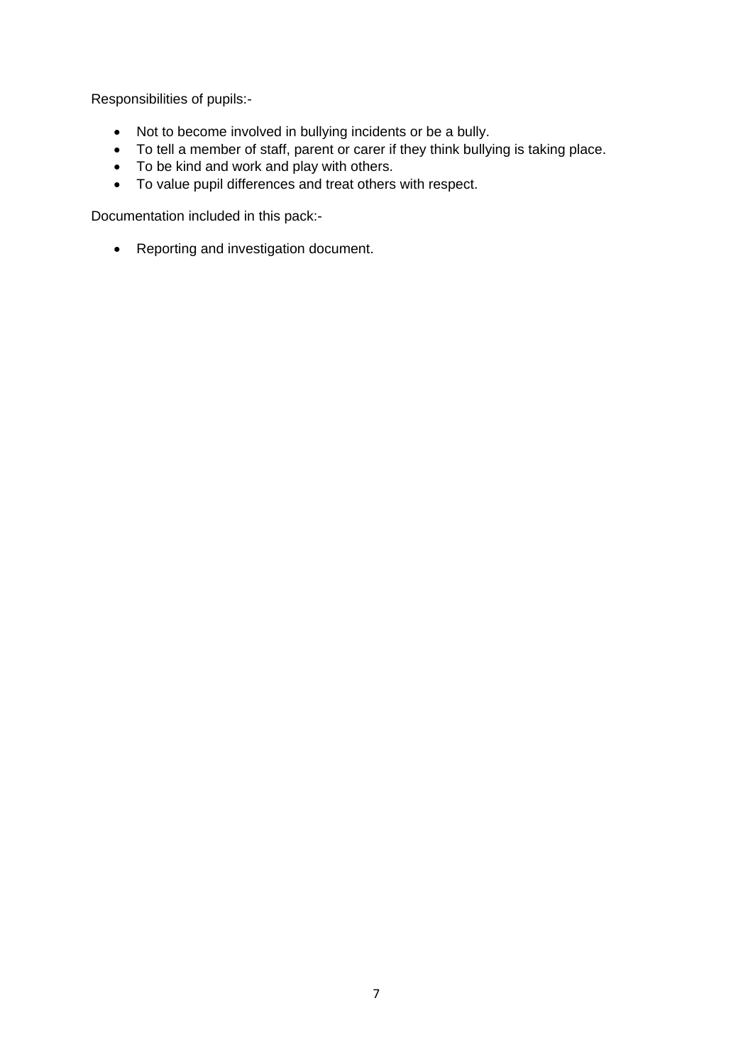Responsibilities of pupils:-

- Not to become involved in bullying incidents or be a bully.
- To tell a member of staff, parent or carer if they think bullying is taking place.
- To be kind and work and play with others.
- To value pupil differences and treat others with respect.

Documentation included in this pack:-

- Reporting and investigation document.